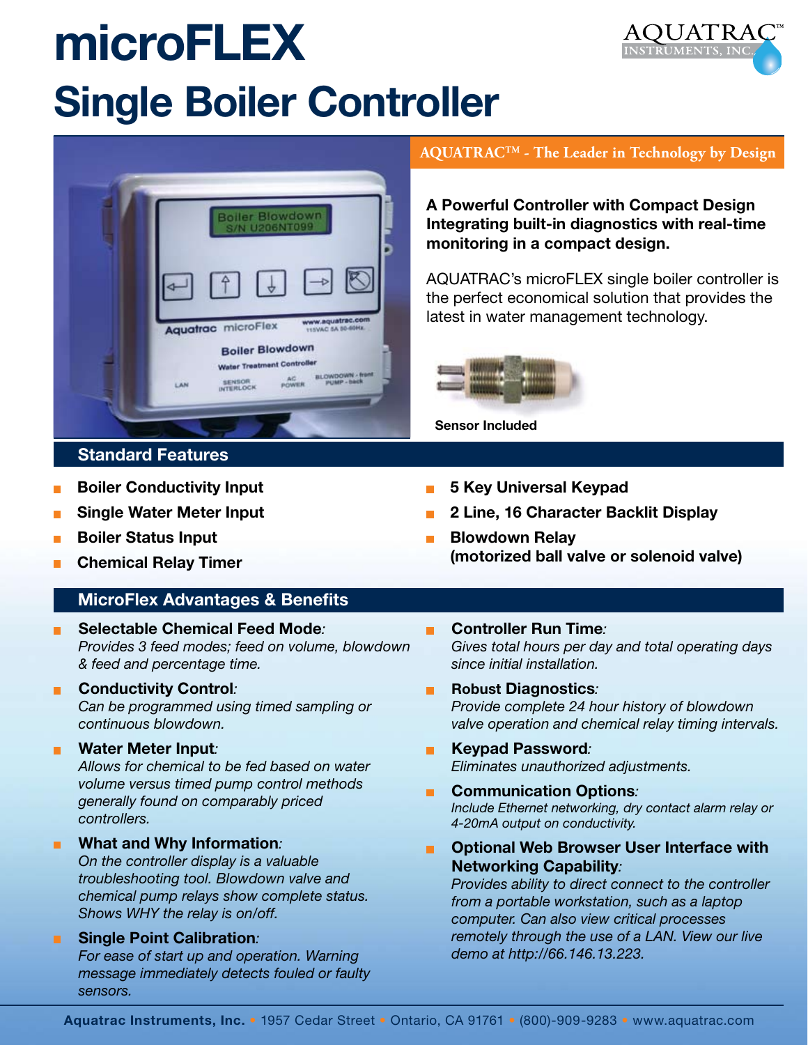# microFLEX

# Single Boiler Controller

AQUATRAC™ - The Leader in Technology by Design

**A Powerful Controller with Compact Design Integrating built-in diagnostics with real-time monitoring in a compact design.**

AQUATRAC's microFLEX single boiler controller is the perfect economical solution that provides the latest in water management technology.

Sensor Included

## Standard Features

- **Boiler Conductivity Input**
- **Single Water Meter Input**
- **Boiler Status Input**
- **Chemical Relay Timer**
- **5 Key Universal Keypad**
- **2 Line, 16 Character Backlit Display**
- **Blowdown Relay (motorized ball valve or solenoid valve)**

## MicroFlex Advantages & Benefits

- **Selectable Chemical Feed Mode**: *Provides 3 feed modes; feed on volume, blowdown & feed and percentage time.*
- **Conductivity Control**: *Can be programmed using timed sampling or continuous blowdown.*
- **Water Meter Input**: *Allows for chemical to be fed based on water volume versus timed pump control methods generally found on comparably priced controllers.*
- **What and Why Information**: *On the controller display is a valuable troubleshooting tool. Blowdown valve and chemical pump relays show complete status. Shows WHY the relay is on/off.*
- **Single Point Calibration**: *For ease of start up and operation. Warning message immediately detects fouled or faulty sensors.*
- **Controller Run Time**: *Gives total hours per day and total operating days since initial installation.*
- **Robust Diagnostics**: *Provide complete 24 hour history of blowdown valve operation and chemical relay timing intervals.*
- **Keypad Password**: *Eliminates unauthorized adjustments.*
- **Communication Options**: *Include Ethernet networking, dry contact alarm relay or 4-20mA output on conductivity.*
- **Optional Web Browser User Interface with Networking Capability**: *Provides ability to direct connect to the controller from a portable workstation, such as a laptop computer. Can also view critical processes remotely through the use of a LAN. View our live demo at http://66.146.13.223.*

**Aquatrac Instruments, Inc.** • 1957 Cedar Street • Ontario, CA 91761 • (800)-909-9283 • www.aquatrac.com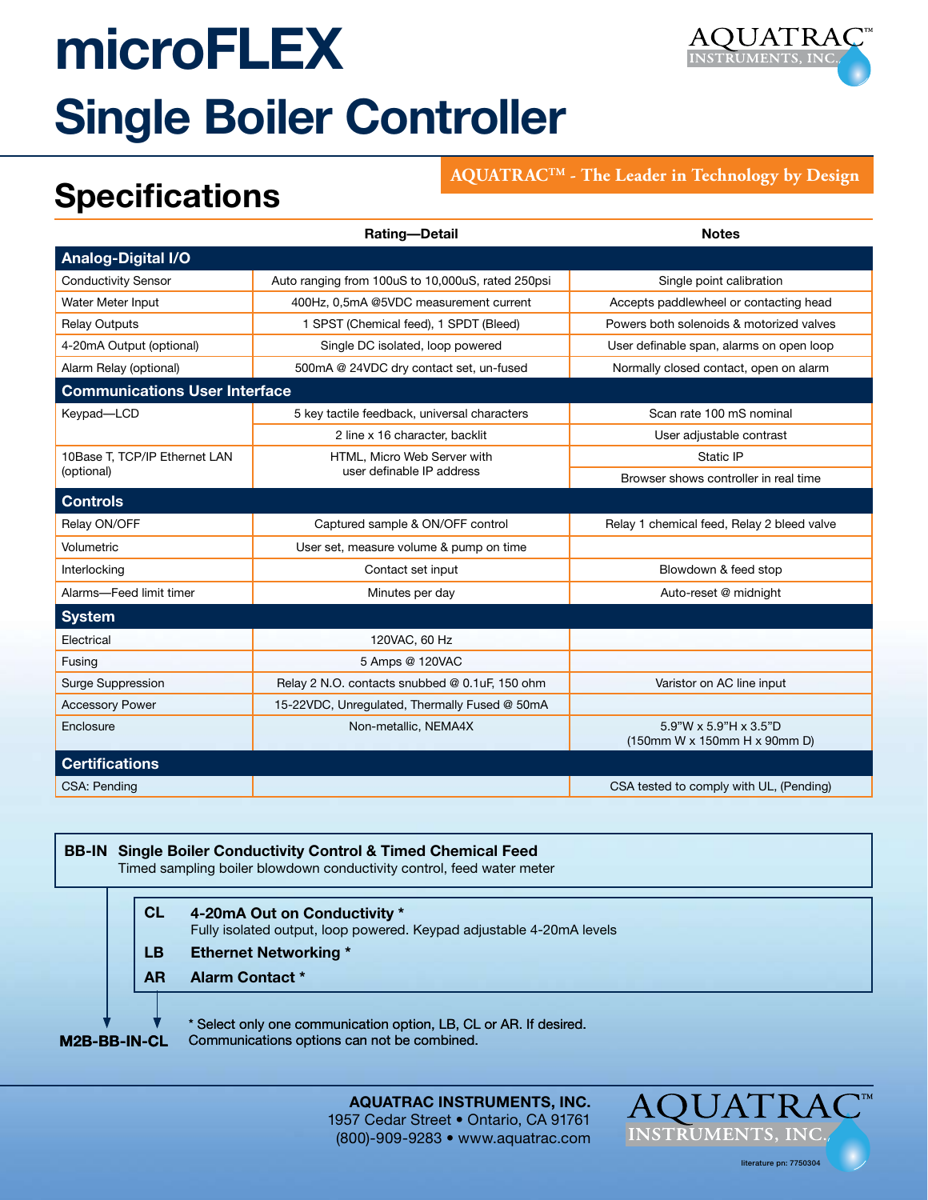# microFLEX

# Single Boiler Controller

AQUATRAC™ INSTRUMENTS, INC.

**AQUATRAC™ - The Leader in Technology by Design**

## Specifications

| | Rating—Detail | Notes |
|---|---|---|
| **Analog-Digital I/O** | | |
| Conductivity Sensor | Auto ranging from 100uS to 10,000uS, rated 250psi | Single point calibration |
| Water Meter Input | 400Hz, 0,5mA @5VDC measurement current | Accepts paddlewheel or contacting head |
| Relay Outputs | 1 SPST (Chemical feed), 1 SPDT (Bleed) | Powers both solenoids & motorized valves |
| 4-20mA Output (optional) | Single DC isolated, loop powered | User definable span, alarms on open loop |
| Alarm Relay (optional) | 500mA @ 24VDC dry contact set, un-fused | Normally closed contact, open on alarm |
| **Communications User Interface** | | |
| Keypad—LCD | 5 key tactile feedback, universal characters | Scan rate 100 mS nominal |
| | 2 line x 16 character, backlit | User adjustable contrast |
| 10Base T, TCP/IP Ethernet LAN (optional) | HTML, Micro Web Server with user definable IP address | Static IP |
| | | Browser shows controller in real time |
| **Controls** | | |
| Relay ON/OFF | Captured sample & ON/OFF control | Relay 1 chemical feed, Relay 2 bleed valve |
| Volumetric | User set, measure volume & pump on time | |
| Interlocking | Contact set input | Blowdown & feed stop |
| Alarms—Feed limit timer | Minutes per day | Auto-reset @ midnight |
| **System** | | |
| Electrical | 120VAC, 60 Hz | |
| Fusing | 5 Amps @ 120VAC | |
| Surge Suppression | Relay 2 N.O. contacts snubbed @ 0.1uF, 150 ohm | Varistor on AC line input |
| Accessory Power | 15-22VDC, Unregulated, Thermally Fused @ 50mA | |
| Enclosure | Non-metallic, NEMA4X | 5.9"W x 5.9"H x 3.5"D (150mm W x 150mm H x 90mm D) |
| **Certifications** | | |
| CSA: Pending | | CSA tested to comply with UL, (Pending) |

**BB-IN Single Boiler Conductivity Control & Timed Chemical Feed**
Timed sampling boiler blowdown conductivity control, feed water meter

**CL 4-20mA Out on Conductivity ***
Fully isolated output, loop powered. Keypad adjustable 4-20mA levels

**LB Ethernet Networking ***

**AR Alarm Contact ***

**M2B-BB-IN-CL**

* Select only one communication option, LB, CL or AR. If desired. Communications options can not be combined.

**AQUATRAC INSTRUMENTS, INC.**
1957 Cedar Street • Ontario, CA 91761
(800)-909-9283 • www.aquatrac.com

AQUATRAC™ INSTRUMENTS, INC.

literature pn: 7750304